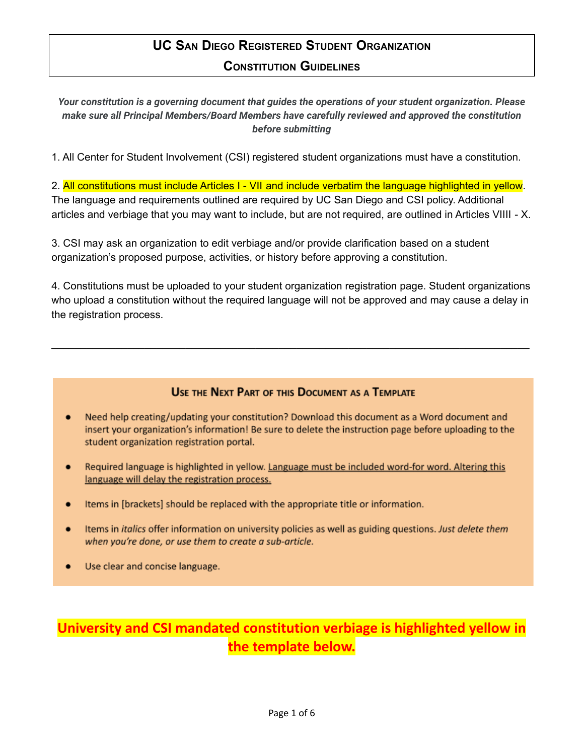# UC San Diego Registered Student Organization
# Constitution Guidelines

***Your constitution is a governing document that guides the operations of your student organization. Please make sure all Principal Members/Board Members have carefully reviewed and approved the constitution before submitting***

1. All Center for Student Involvement (CSI) registered student organizations must have a constitution.

2. All constitutions must include Articles I - VII and include verbatim the language highlighted in yellow. The language and requirements outlined are required by UC San Diego and CSI policy. Additional articles and verbiage that you may want to include, but are not required, are outlined in Articles VIIII - X.

3. CSI may ask an organization to edit verbiage and/or provide clarification based on a student organization's proposed purpose, activities, or history before approving a constitution.

4. Constitutions must be uploaded to your student organization registration page. Student organizations who upload a constitution without the required language will not be approved and may cause a delay in the registration process.

---

## Use the Next Part of this Document as a Template

- Need help creating/updating your constitution? Download this document as a Word document and insert your organization's information! Be sure to delete the instruction page before uploading to the student organization registration portal.
- Required language is highlighted in yellow. Language must be included word-for word. Altering this language will delay the registration process.
- Items in [brackets] should be replaced with the appropriate title or information.
- Items in *italics* offer information on university policies as well as guiding questions. *Just delete them when you're done, or use them to create a sub-article.*
- Use clear and concise language.

**University and CSI mandated constitution verbiage is highlighted yellow in the template below.**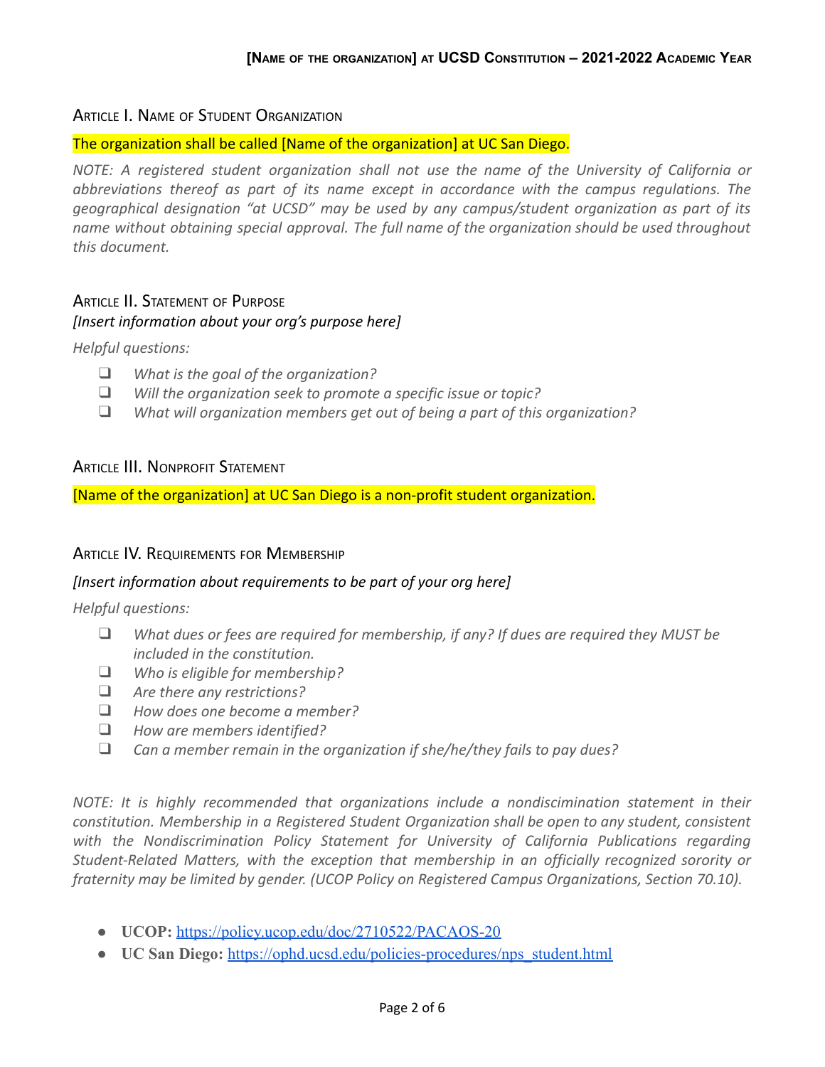## Article I. Name of Student Organization

The organization shall be called [Name of the organization] at UC San Diego.

*NOTE: A registered student organization shall not use the name of the University of California or abbreviations thereof as part of its name except in accordance with the campus regulations. The geographical designation "at UCSD" may be used by any campus/student organization as part of its name without obtaining special approval. The full name of the organization should be used throughout this document.*

## Article II. Statement of Purpose

*[Insert information about your org's purpose here]*

*Helpful questions:*

- ❑ *What is the goal of the organization?*
- ❑ *Will the organization seek to promote a specific issue or topic?*
- ❑ *What will organization members get out of being a part of this organization?*

## Article III. Nonprofit Statement

[Name of the organization] at UC San Diego is a non-profit student organization.

## Article IV. Requirements for Membership

*[Insert information about requirements to be part of your org here]*

*Helpful questions:*

- ❑ *What dues or fees are required for membership, if any? If dues are required they MUST be included in the constitution.*
- ❑ *Who is eligible for membership?*
- ❑ *Are there any restrictions?*
- ❑ *How does one become a member?*
- ❑ *How are members identified?*
- ❑ *Can a member remain in the organization if she/he/they fails to pay dues?*

*NOTE: It is highly recommended that organizations include a nondiscrimination statement in their constitution. Membership in a Registered Student Organization shall be open to any student, consistent with the Nondiscrimination Policy Statement for University of California Publications regarding Student-Related Matters, with the exception that membership in an officially recognized sorority or fraternity may be limited by gender. (UCOP Policy on Registered Campus Organizations, Section 70.10).*

- **UCOP:** https://policy.ucop.edu/doc/2710522/PACAOS-20
- **UC San Diego:** https://ophd.ucsd.edu/policies-procedures/nps_student.html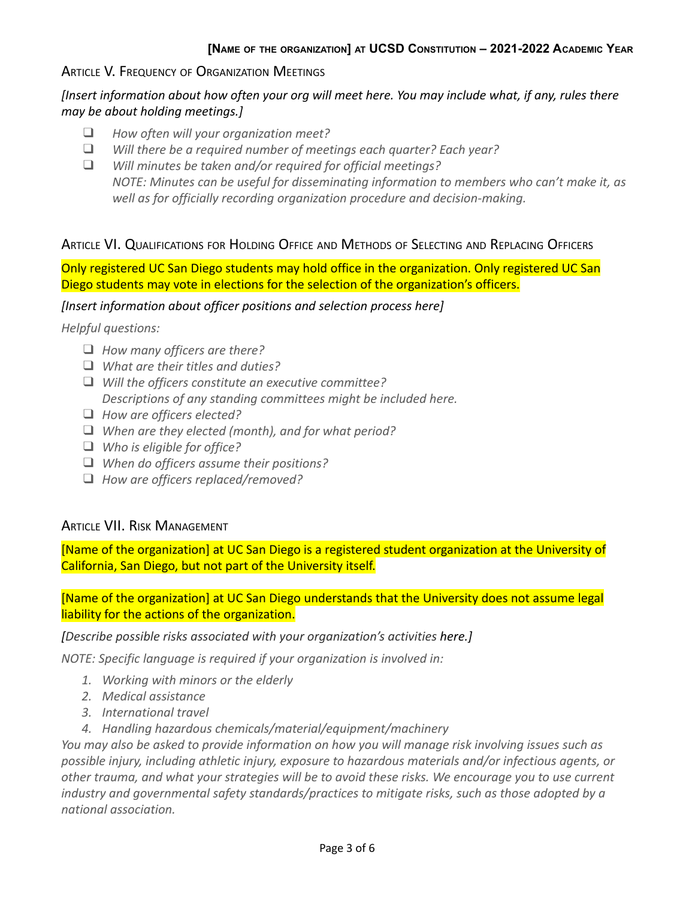## Article V. Frequency of Organization Meetings

*[Insert information about how often your org will meet here. You may include what, if any, rules there may be about holding meetings.]*

- ❑ *How often will your organization meet?*
- ❑ *Will there be a required number of meetings each quarter? Each year?*
- ❑ *Will minutes be taken and/or required for official meetings?*
  *NOTE: Minutes can be useful for disseminating information to members who can't make it, as well as for officially recording organization procedure and decision-making.*

## Article VI. Qualifications for Holding Office and Methods of Selecting and Replacing Officers

Only registered UC San Diego students may hold office in the organization. Only registered UC San Diego students may vote in elections for the selection of the organization's officers.

*[Insert information about officer positions and selection process here]*

*Helpful questions:*

- ❑ *How many officers are there?*
- ❑ *What are their titles and duties?*
- ❑ *Will the officers constitute an executive committee?*
  *Descriptions of any standing committees might be included here.*
- ❑ *How are officers elected?*
- ❑ *When are they elected (month), and for what period?*
- ❑ *Who is eligible for office?*
- ❑ *When do officers assume their positions?*
- ❑ *How are officers replaced/removed?*

## Article VII. Risk Management

[Name of the organization] at UC San Diego is a registered student organization at the University of California, San Diego, but not part of the University itself.

[Name of the organization] at UC San Diego understands that the University does not assume legal liability for the actions of the organization.

*[Describe possible risks associated with your organization's activities here.]*

*NOTE: Specific language is required if your organization is involved in:*

1. *Working with minors or the elderly*
2. *Medical assistance*
3. *International travel*
4. *Handling hazardous chemicals/material/equipment/machinery*

*You may also be asked to provide information on how you will manage risk involving issues such as possible injury, including athletic injury, exposure to hazardous materials and/or infectious agents, or other trauma, and what your strategies will be to avoid these risks. We encourage you to use current industry and governmental safety standards/practices to mitigate risks, such as those adopted by a national association.*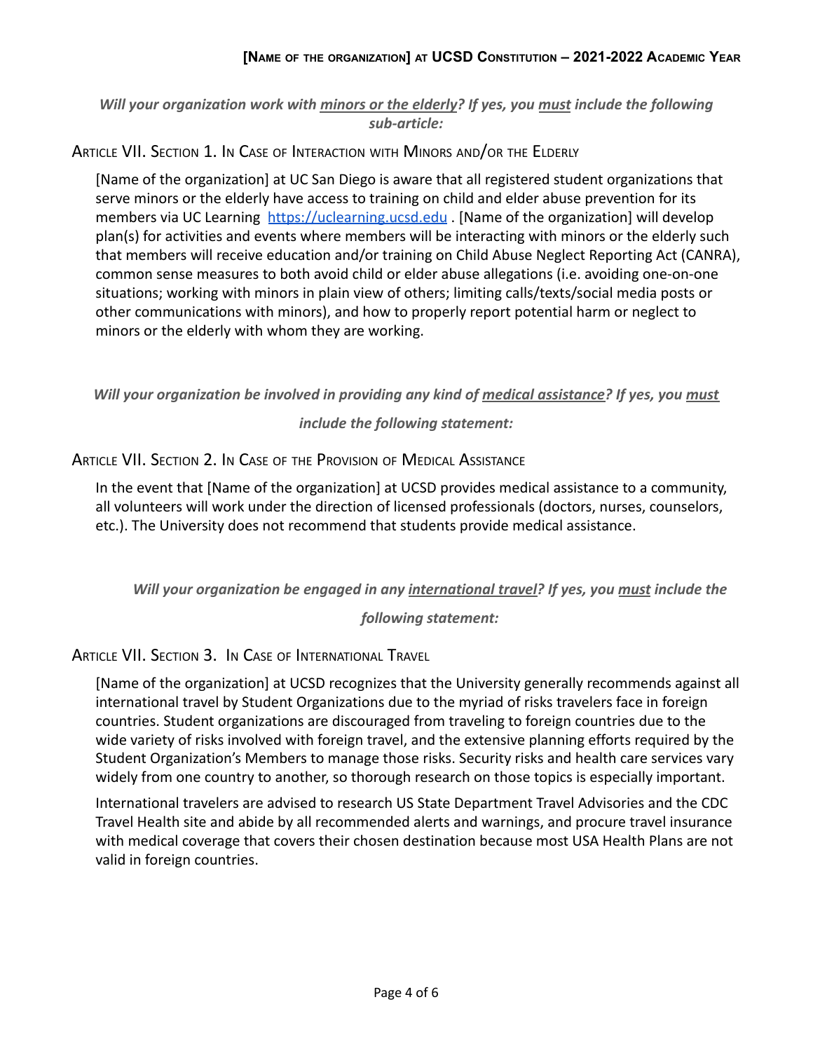***Will your organization work with <u>minors or the elderly</u>? If yes, you <u>must</u> include the following sub-article:***

### Article VII. Section 1. In Case of Interaction with Minors and/or the Elderly

[Name of the organization] at UC San Diego is aware that all registered student organizations that serve minors or the elderly have access to training on child and elder abuse prevention for its members via UC Learning [https://uclearning.ucsd.edu](https://uclearning.ucsd.edu) . [Name of the organization] will develop plan(s) for activities and events where members will be interacting with minors or the elderly such that members will receive education and/or training on Child Abuse Neglect Reporting Act (CANRA), common sense measures to both avoid child or elder abuse allegations (i.e. avoiding one-on-one situations; working with minors in plain view of others; limiting calls/texts/social media posts or other communications with minors), and how to properly report potential harm or neglect to minors or the elderly with whom they are working.

***Will your organization be involved in providing any kind of <u>medical assistance</u>? If yes, you <u>must</u> include the following statement:***

### Article VII. Section 2. In Case of the Provision of Medical Assistance

In the event that [Name of the organization] at UCSD provides medical assistance to a community, all volunteers will work under the direction of licensed professionals (doctors, nurses, counselors, etc.). The University does not recommend that students provide medical assistance.

***Will your organization be engaged in any <u>international travel</u>? If yes, you <u>must</u> include the following statement:***

### Article VII. Section 3. In Case of International Travel

[Name of the organization] at UCSD recognizes that the University generally recommends against all international travel by Student Organizations due to the myriad of risks travelers face in foreign countries. Student organizations are discouraged from traveling to foreign countries due to the wide variety of risks involved with foreign travel, and the extensive planning efforts required by the Student Organization's Members to manage those risks. Security risks and health care services vary widely from one country to another, so thorough research on those topics is especially important.

International travelers are advised to research US State Department Travel Advisories and the CDC Travel Health site and abide by all recommended alerts and warnings, and procure travel insurance with medical coverage that covers their chosen destination because most USA Health Plans are not valid in foreign countries.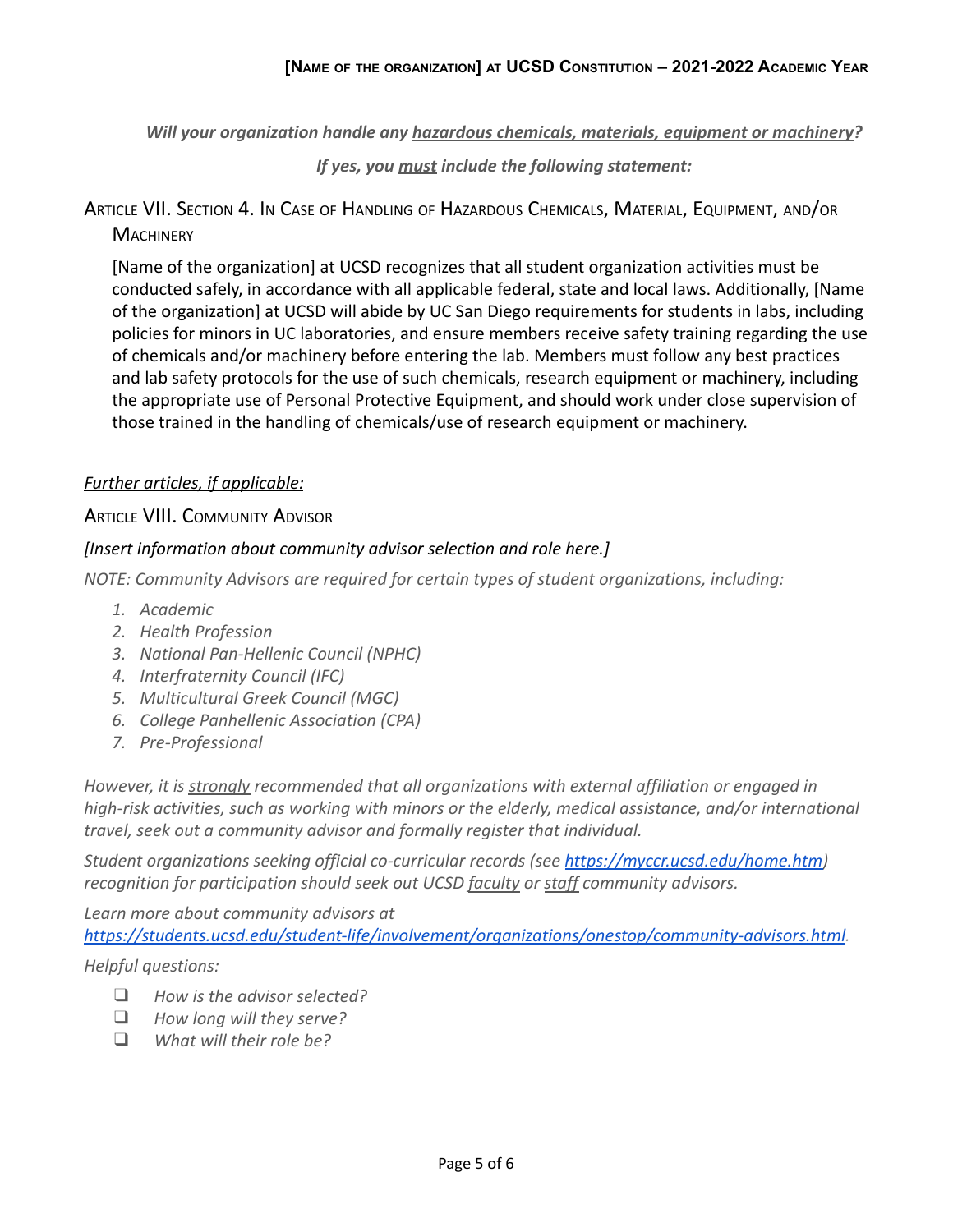*Will your organization handle any hazardous chemicals, materials, equipment or machinery?*

*If yes, you must include the following statement:*

## Article VII. Section 4. In Case of Handling of Hazardous Chemicals, Material, Equipment, and/or Machinery

[Name of the organization] at UCSD recognizes that all student organization activities must be conducted safely, in accordance with all applicable federal, state and local laws. Additionally, [Name of the organization] at UCSD will abide by UC San Diego requirements for students in labs, including policies for minors in UC laboratories, and ensure members receive safety training regarding the use of chemicals and/or machinery before entering the lab. Members must follow any best practices and lab safety protocols for the use of such chemicals, research equipment or machinery, including the appropriate use of Personal Protective Equipment, and should work under close supervision of those trained in the handling of chemicals/use of research equipment or machinery.

*Further articles, if applicable:*

## Article VIII. Community Advisor

*[Insert information about community advisor selection and role here.]*

*NOTE: Community Advisors are required for certain types of student organizations, including:*

1. *Academic*
2. *Health Profession*
3. *National Pan-Hellenic Council (NPHC)*
4. *Interfraternity Council (IFC)*
5. *Multicultural Greek Council (MGC)*
6. *College Panhellenic Association (CPA)*
7. *Pre-Professional*

*However, it is strongly recommended that all organizations with external affiliation or engaged in high-risk activities, such as working with minors or the elderly, medical assistance, and/or international travel, seek out a community advisor and formally register that individual.*

*Student organizations seeking official co-curricular records (see https://myccr.ucsd.edu/home.htm) recognition for participation should seek out UCSD faculty or staff community advisors.*

*Learn more about community advisors at https://students.ucsd.edu/student-life/involvement/organizations/onestop/community-advisors.html.*

*Helpful questions:*

- ❑ *How is the advisor selected?*
- ❑ *How long will they serve?*
- ❑ *What will their role be?*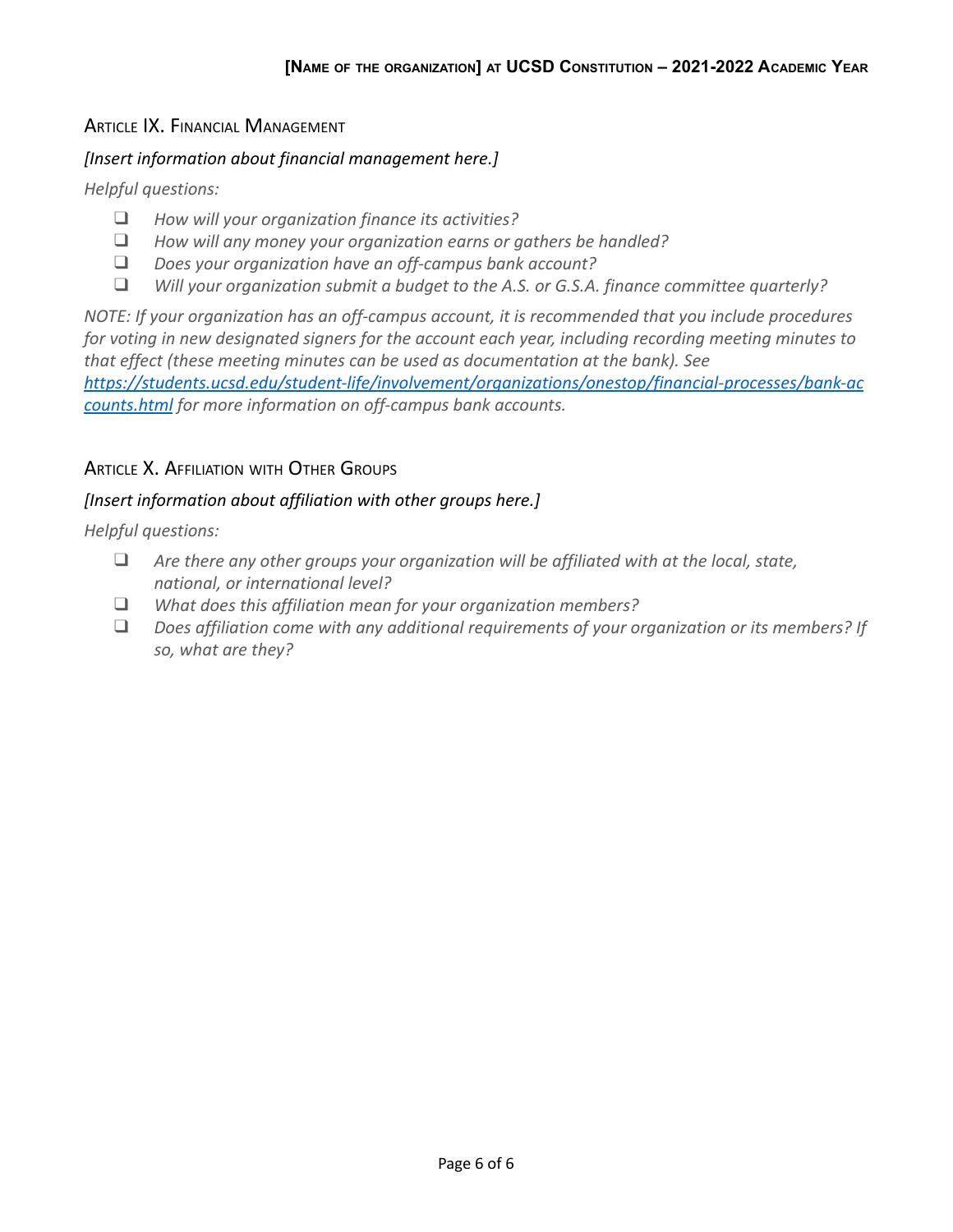## Article IX. Financial Management

*[Insert information about financial management here.]*

*Helpful questions:*

- ❑ *How will your organization finance its activities?*
- ❑ *How will any money your organization earns or gathers be handled?*
- ❑ *Does your organization have an off-campus bank account?*
- ❑ *Will your organization submit a budget to the A.S. or G.S.A. finance committee quarterly?*

*NOTE: If your organization has an off-campus account, it is recommended that you include procedures for voting in new designated signers for the account each year, including recording meeting minutes to that effect (these meeting minutes can be used as documentation at the bank). See [https://students.ucsd.edu/student-life/involvement/organizations/onestop/financial-processes/bank-accounts.html](https://students.ucsd.edu/student-life/involvement/organizations/onestop/financial-processes/bank-accounts.html) for more information on off-campus bank accounts.*

## Article X. Affiliation with Other Groups

*[Insert information about affiliation with other groups here.]*

*Helpful questions:*

- ❑ *Are there any other groups your organization will be affiliated with at the local, state, national, or international level?*
- ❑ *What does this affiliation mean for your organization members?*
- ❑ *Does affiliation come with any additional requirements of your organization or its members? If so, what are they?*